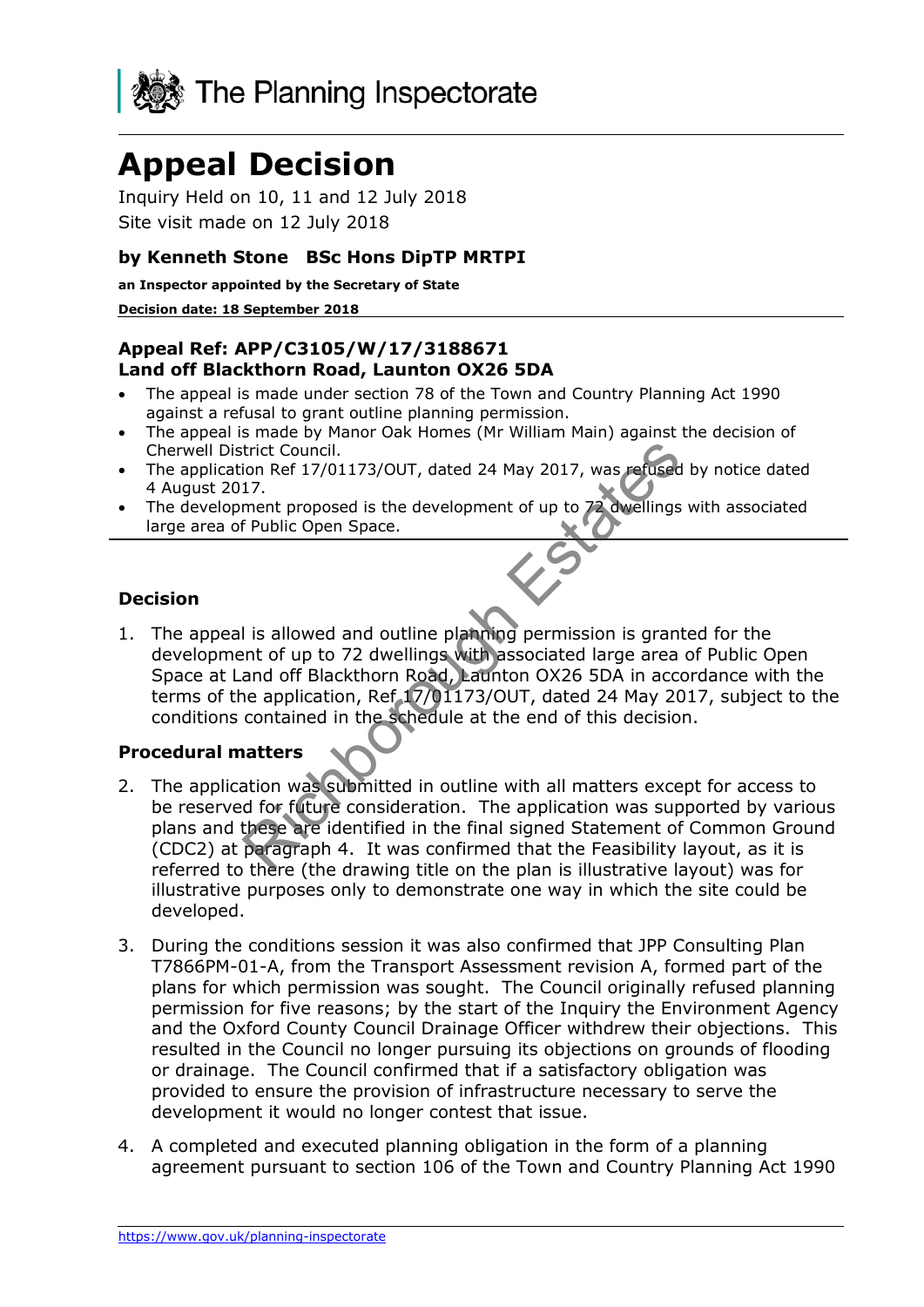The Planning Inspectorate

# Appeal Decision

Inquiry Held on 10, 11 and 12 July 2018

Site visit made on 12 July 2018

### by Kenneth Stone BSc Hons DipTP MRTPI

**an Inspector appointed by the Secretary of State**

**Decision date: 18 September 2018**

### Appeal Ref: APP/C3105/W/17/3188671
### Land off Blackthorn Road, Launton OX26 5DA

- The appeal is made under section 78 of the Town and Country Planning Act 1990 against a refusal to grant outline planning permission.
- The appeal is made by Manor Oak Homes (Mr William Main) against the decision of Cherwell District Council.
- The application Ref 17/01173/OUT, dated 24 May 2017, was refused by notice dated 4 August 2017.
- The development proposed is the development of up to 72 dwellings with associated large area of Public Open Space.

## Decision

1. The appeal is allowed and outline planning permission is granted for the development of up to 72 dwellings with associated large area of Public Open Space at Land off Blackthorn Road, Launton OX26 5DA in accordance with the terms of the application, Ref 17/01173/OUT, dated 24 May 2017, subject to the conditions contained in the schedule at the end of this decision.

## Procedural matters

2. The application was submitted in outline with all matters except for access to be reserved for future consideration. The application was supported by various plans and these are identified in the final signed Statement of Common Ground (CDC2) at paragraph 4. It was confirmed that the Feasibility layout, as it is referred to there (the drawing title on the plan is illustrative layout) was for illustrative purposes only to demonstrate one way in which the site could be developed.

3. During the conditions session it was also confirmed that JPP Consulting Plan T7866PM-01-A, from the Transport Assessment revision A, formed part of the plans for which permission was sought. The Council originally refused planning permission for five reasons; by the start of the Inquiry the Environment Agency and the Oxford County Council Drainage Officer withdrew their objections. This resulted in the Council no longer pursuing its objections on grounds of flooding or drainage. The Council confirmed that if a satisfactory obligation was provided to ensure the provision of infrastructure necessary to serve the development it would no longer contest that issue.

4. A completed and executed planning obligation in the form of a planning agreement pursuant to section 106 of the Town and Country Planning Act 1990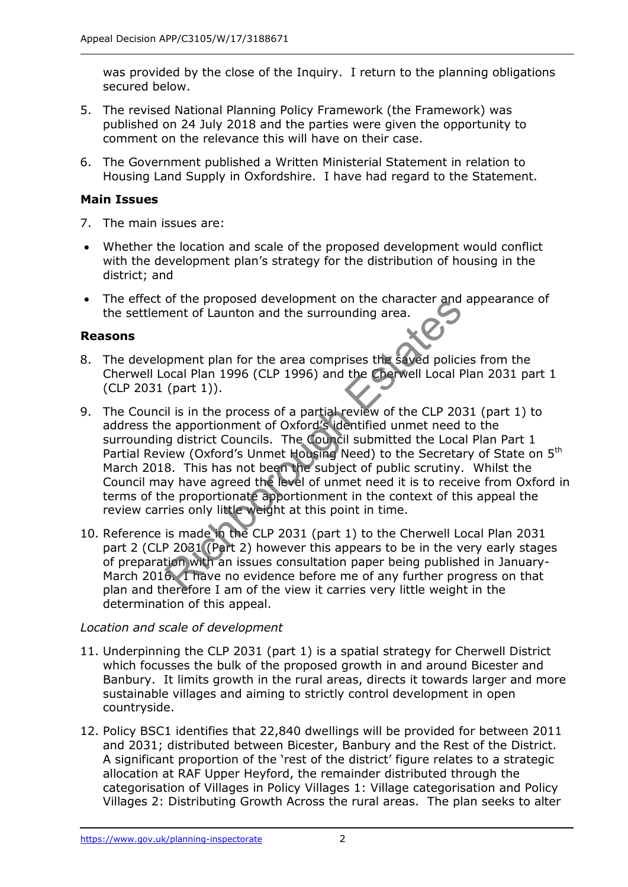was provided by the close of the Inquiry. I return to the planning obligations secured below.

5. The revised National Planning Policy Framework (the Framework) was published on 24 July 2018 and the parties were given the opportunity to comment on the relevance this will have on their case.

6. The Government published a Written Ministerial Statement in relation to Housing Land Supply in Oxfordshire. I have had regard to the Statement.

**Main Issues**

7. The main issues are:

- Whether the location and scale of the proposed development would conflict with the development plan's strategy for the distribution of housing in the district; and
- The effect of the proposed development on the character and appearance of the settlement of Launton and the surrounding area.

**Reasons**

8. The development plan for the area comprises the saved policies from the Cherwell Local Plan 1996 (CLP 1996) and the Cherwell Local Plan 2031 part 1 (CLP 2031 (part 1)).

9. The Council is in the process of a partial review of the CLP 2031 (part 1) to address the apportionment of Oxford's identified unmet need to the surrounding district Councils. The Council submitted the Local Plan Part 1 Partial Review (Oxford's Unmet Housing Need) to the Secretary of State on 5th March 2018. This has not been the subject of public scrutiny. Whilst the Council may have agreed the level of unmet need it is to receive from Oxford in terms of the proportionate apportionment in the context of this appeal the review carries only little weight at this point in time.

10. Reference is made in the CLP 2031 (part 1) to the Cherwell Local Plan 2031 part 2 (CLP 2031 (Part 2) however this appears to be in the very early stages of preparation with an issues consultation paper being published in January-March 2016. I have no evidence before me of any further progress on that plan and therefore I am of the view it carries very little weight in the determination of this appeal.

*Location and scale of development*

11. Underpinning the CLP 2031 (part 1) is a spatial strategy for Cherwell District which focusses the bulk of the proposed growth in and around Bicester and Banbury. It limits growth in the rural areas, directs it towards larger and more sustainable villages and aiming to strictly control development in open countryside.

12. Policy BSC1 identifies that 22,840 dwellings will be provided for between 2011 and 2031; distributed between Bicester, Banbury and the Rest of the District. A significant proportion of the 'rest of the district' figure relates to a strategic allocation at RAF Upper Heyford, the remainder distributed through the categorisation of Villages in Policy Villages 1: Village categorisation and Policy Villages 2: Distributing Growth Across the rural areas. The plan seeks to alter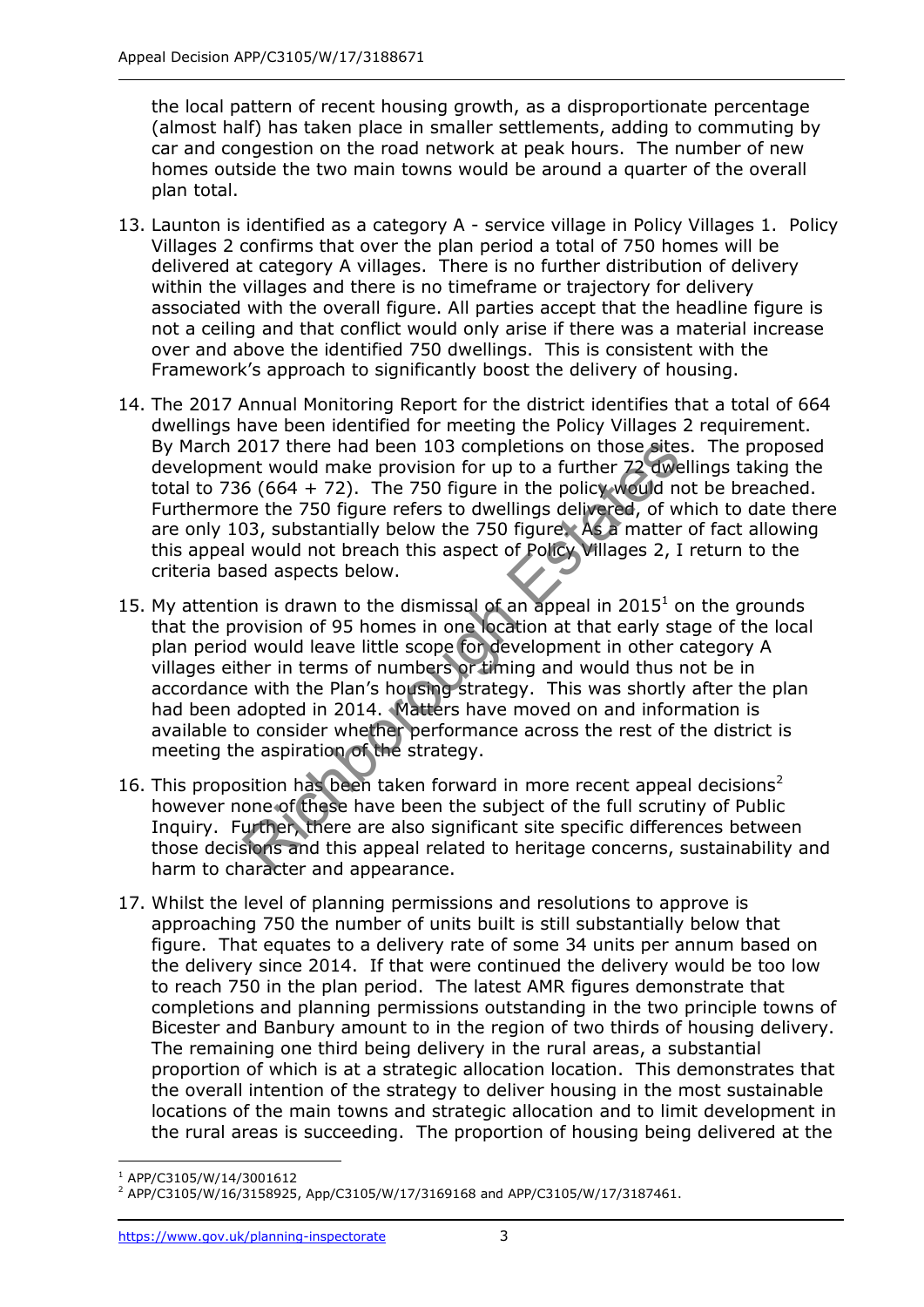the local pattern of recent housing growth, as a disproportionate percentage (almost half) has taken place in smaller settlements, adding to commuting by car and congestion on the road network at peak hours. The number of new homes outside the two main towns would be around a quarter of the overall plan total.

13. Launton is identified as a category A - service village in Policy Villages 1. Policy Villages 2 confirms that over the plan period a total of 750 homes will be delivered at category A villages. There is no further distribution of delivery within the villages and there is no timeframe or trajectory for delivery associated with the overall figure. All parties accept that the headline figure is not a ceiling and that conflict would only arise if there was a material increase over and above the identified 750 dwellings. This is consistent with the Framework's approach to significantly boost the delivery of housing.

14. The 2017 Annual Monitoring Report for the district identifies that a total of 664 dwellings have been identified for meeting the Policy Villages 2 requirement. By March 2017 there had been 103 completions on those sites. The proposed development would make provision for up to a further 72 dwellings taking the total to 736 (664 + 72). The 750 figure in the policy would not be breached. Furthermore the 750 figure refers to dwellings delivered, of which to date there are only 103, substantially below the 750 figure. As a matter of fact allowing this appeal would not breach this aspect of Policy Villages 2, I return to the criteria based aspects below.

15. My attention is drawn to the dismissal of an appeal in 2015[1] on the grounds that the provision of 95 homes in one location at that early stage of the local plan period would leave little scope for development in other category A villages either in terms of numbers or timing and would thus not be in accordance with the Plan's housing strategy. This was shortly after the plan had been adopted in 2014. Matters have moved on and information is available to consider whether performance across the rest of the district is meeting the aspiration of the strategy.

16. This proposition has been taken forward in more recent appeal decisions[2] however none of these have been the subject of the full scrutiny of Public Inquiry. Further, there are also significant site specific differences between those decisions and this appeal related to heritage concerns, sustainability and harm to character and appearance.

17. Whilst the level of planning permissions and resolutions to approve is approaching 750 the number of units built is still substantially below that figure. That equates to a delivery rate of some 34 units per annum based on the delivery since 2014. If that were continued the delivery would be too low to reach 750 in the plan period. The latest AMR figures demonstrate that completions and planning permissions outstanding in the two principle towns of Bicester and Banbury amount to in the region of two thirds of housing delivery. The remaining one third being delivery in the rural areas, a substantial proportion of which is at a strategic allocation location. This demonstrates that the overall intention of the strategy to deliver housing in the most sustainable locations of the main towns and strategic allocation and to limit development in the rural areas is succeeding. The proportion of housing being delivered at the

[1] APP/C3105/W/14/3001612

[2] APP/C3105/W/16/3158925, App/C3105/W/17/3169168 and APP/C3105/W/17/3187461.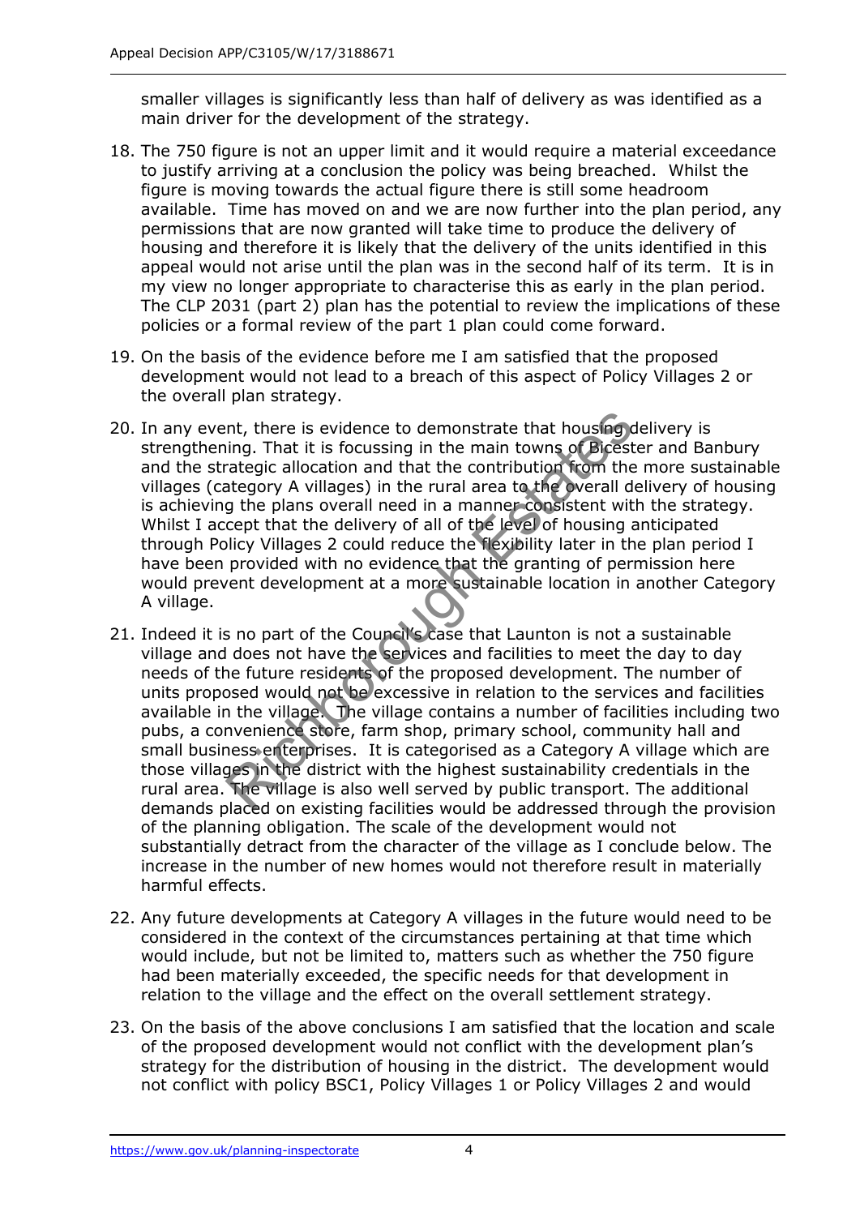smaller villages is significantly less than half of delivery as was identified as a main driver for the development of the strategy.

18. The 750 figure is not an upper limit and it would require a material exceedance to justify arriving at a conclusion the policy was being breached. Whilst the figure is moving towards the actual figure there is still some headroom available. Time has moved on and we are now further into the plan period, any permissions that are now granted will take time to produce the delivery of housing and therefore it is likely that the delivery of the units identified in this appeal would not arise until the plan was in the second half of its term. It is in my view no longer appropriate to characterise this as early in the plan period. The CLP 2031 (part 2) plan has the potential to review the implications of these policies or a formal review of the part 1 plan could come forward.

19. On the basis of the evidence before me I am satisfied that the proposed development would not lead to a breach of this aspect of Policy Villages 2 or the overall plan strategy.

20. In any event, there is evidence to demonstrate that housing delivery is strengthening. That it is focussing in the main towns of Bicester and Banbury and the strategic allocation and that the contribution from the more sustainable villages (category A villages) in the rural area to the overall delivery of housing is achieving the plans overall need in a manner consistent with the strategy. Whilst I accept that the delivery of all of the level of housing anticipated through Policy Villages 2 could reduce the flexibility later in the plan period I have been provided with no evidence that the granting of permission here would prevent development at a more sustainable location in another Category A village.

21. Indeed it is no part of the Council's case that Launton is not a sustainable village and does not have the services and facilities to meet the day to day needs of the future residents of the proposed development. The number of units proposed would not be excessive in relation to the services and facilities available in the village. The village contains a number of facilities including two pubs, a convenience store, farm shop, primary school, community hall and small business enterprises. It is categorised as a Category A village which are those villages in the district with the highest sustainability credentials in the rural area. The village is also well served by public transport. The additional demands placed on existing facilities would be addressed through the provision of the planning obligation. The scale of the development would not substantially detract from the character of the village as I conclude below. The increase in the number of new homes would not therefore result in materially harmful effects.

22. Any future developments at Category A villages in the future would need to be considered in the context of the circumstances pertaining at that time which would include, but not be limited to, matters such as whether the 750 figure had been materially exceeded, the specific needs for that development in relation to the village and the effect on the overall settlement strategy.

23. On the basis of the above conclusions I am satisfied that the location and scale of the proposed development would not conflict with the development plan's strategy for the distribution of housing in the district. The development would not conflict with policy BSC1, Policy Villages 1 or Policy Villages 2 and would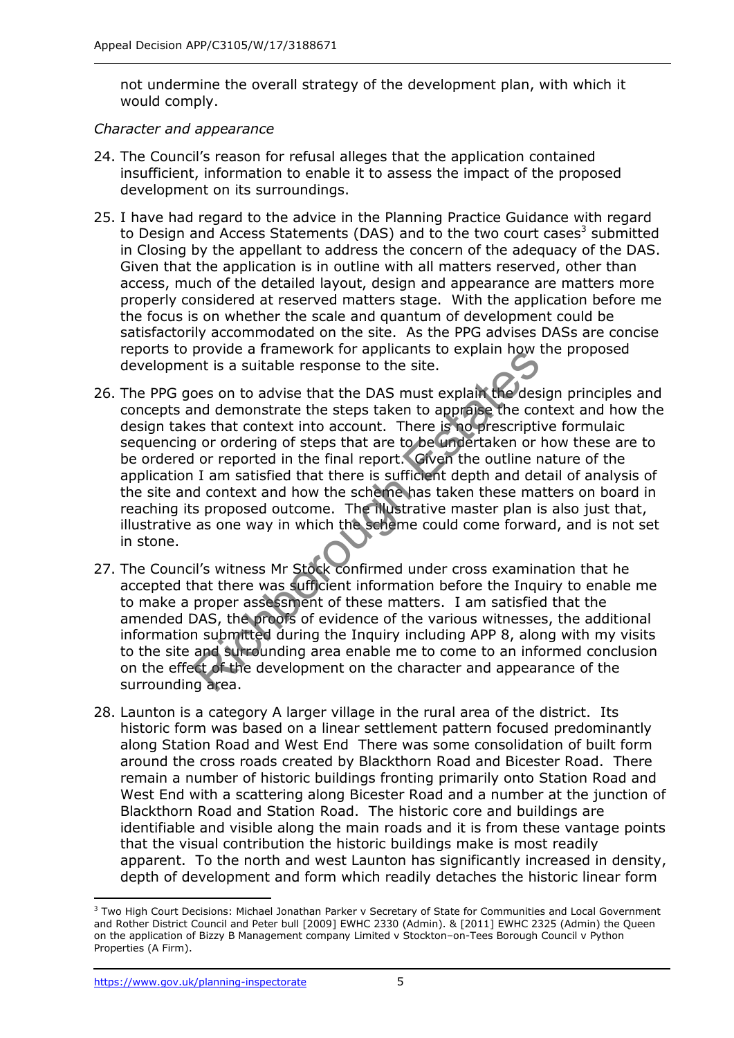not undermine the overall strategy of the development plan, with which it would comply.

*Character and appearance*

24. The Council's reason for refusal alleges that the application contained insufficient, information to enable it to assess the impact of the proposed development on its surroundings.

25. I have had regard to the advice in the Planning Practice Guidance with regard to Design and Access Statements (DAS) and to the two court cases[3] submitted in Closing by the appellant to address the concern of the adequacy of the DAS. Given that the application is in outline with all matters reserved, other than access, much of the detailed layout, design and appearance are matters more properly considered at reserved matters stage. With the application before me the focus is on whether the scale and quantum of development could be satisfactorily accommodated on the site. As the PPG advises DASs are concise reports to provide a framework for applicants to explain how the proposed development is a suitable response to the site.

26. The PPG goes on to advise that the DAS must explain the design principles and concepts and demonstrate the steps taken to appraise the context and how the design takes that context into account. There is no prescriptive formulaic sequencing or ordering of steps that are to be undertaken or how these are to be ordered or reported in the final report. Given the outline nature of the application I am satisfied that there is sufficient depth and detail of analysis of the site and context and how the scheme has taken these matters on board in reaching its proposed outcome. The illustrative master plan is also just that, illustrative as one way in which the scheme could come forward, and is not set in stone.

27. The Council's witness Mr Stock confirmed under cross examination that he accepted that there was sufficient information before the Inquiry to enable me to make a proper assessment of these matters. I am satisfied that the amended DAS, the proofs of evidence of the various witnesses, the additional information submitted during the Inquiry including APP 8, along with my visits to the site and surrounding area enable me to come to an informed conclusion on the effect of the development on the character and appearance of the surrounding area.

28. Launton is a category A larger village in the rural area of the district. Its historic form was based on a linear settlement pattern focused predominantly along Station Road and West End There was some consolidation of built form around the cross roads created by Blackthorn Road and Bicester Road. There remain a number of historic buildings fronting primarily onto Station Road and West End with a scattering along Bicester Road and a number at the junction of Blackthorn Road and Station Road. The historic core and buildings are identifiable and visible along the main roads and it is from these vantage points that the visual contribution the historic buildings make is most readily apparent. To the north and west Launton has significantly increased in density, depth of development and form which readily detaches the historic linear form

---

[3] Two High Court Decisions: Michael Jonathan Parker v Secretary of State for Communities and Local Government and Rother District Council and Peter bull [2009] EWHC 2330 (Admin). & [2011] EWHC 2325 (Admin) the Queen on the application of Bizzy B Management company Limited v Stockton–on-Tees Borough Council v Python Properties (A Firm).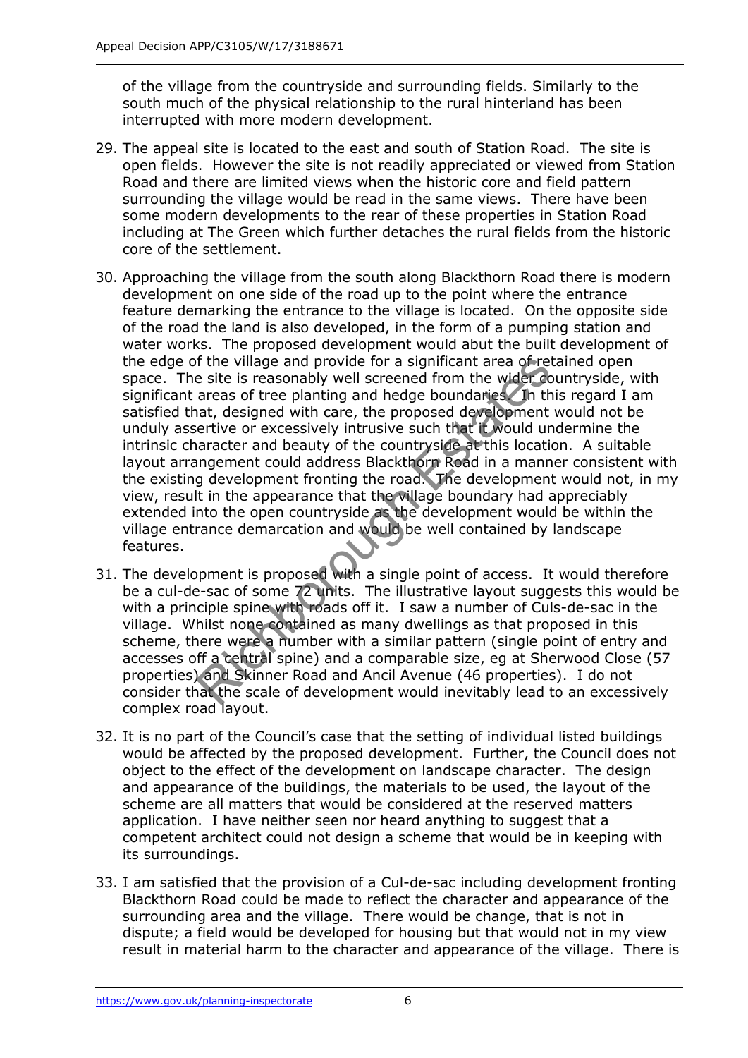of the village from the countryside and surrounding fields. Similarly to the south much of the physical relationship to the rural hinterland has been interrupted with more modern development.

29. The appeal site is located to the east and south of Station Road. The site is open fields. However the site is not readily appreciated or viewed from Station Road and there are limited views when the historic core and field pattern surrounding the village would be read in the same views. There have been some modern developments to the rear of these properties in Station Road including at The Green which further detaches the rural fields from the historic core of the settlement.

30. Approaching the village from the south along Blackthorn Road there is modern development on one side of the road up to the point where the entrance feature demarking the entrance to the village is located. On the opposite side of the road the land is also developed, in the form of a pumping station and water works. The proposed development would abut the built development of the edge of the village and provide for a significant area of retained open space. The site is reasonably well screened from the wider countryside, with significant areas of tree planting and hedge boundaries. In this regard I am satisfied that, designed with care, the proposed development would not be unduly assertive or excessively intrusive such that it would undermine the intrinsic character and beauty of the countryside at this location. A suitable layout arrangement could address Blackthorn Road in a manner consistent with the existing development fronting the road. The development would not, in my view, result in the appearance that the village boundary had appreciably extended into the open countryside as the development would be within the village entrance demarcation and would be well contained by landscape features.

31. The development is proposed with a single point of access. It would therefore be a cul-de-sac of some 72 units. The illustrative layout suggests this would be with a principle spine with roads off it. I saw a number of Culs-de-sac in the village. Whilst none contained as many dwellings as that proposed in this scheme, there were a number with a similar pattern (single point of entry and accesses off a central spine) and a comparable size, eg at Sherwood Close (57 properties) and Skinner Road and Ancil Avenue (46 properties). I do not consider that the scale of development would inevitably lead to an excessively complex road layout.

32. It is no part of the Council's case that the setting of individual listed buildings would be affected by the proposed development. Further, the Council does not object to the effect of the development on landscape character. The design and appearance of the buildings, the materials to be used, the layout of the scheme are all matters that would be considered at the reserved matters application. I have neither seen nor heard anything to suggest that a competent architect could not design a scheme that would be in keeping with its surroundings.

33. I am satisfied that the provision of a Cul-de-sac including development fronting Blackthorn Road could be made to reflect the character and appearance of the surrounding area and the village. There would be change, that is not in dispute; a field would be developed for housing but that would not in my view result in material harm to the character and appearance of the village. There is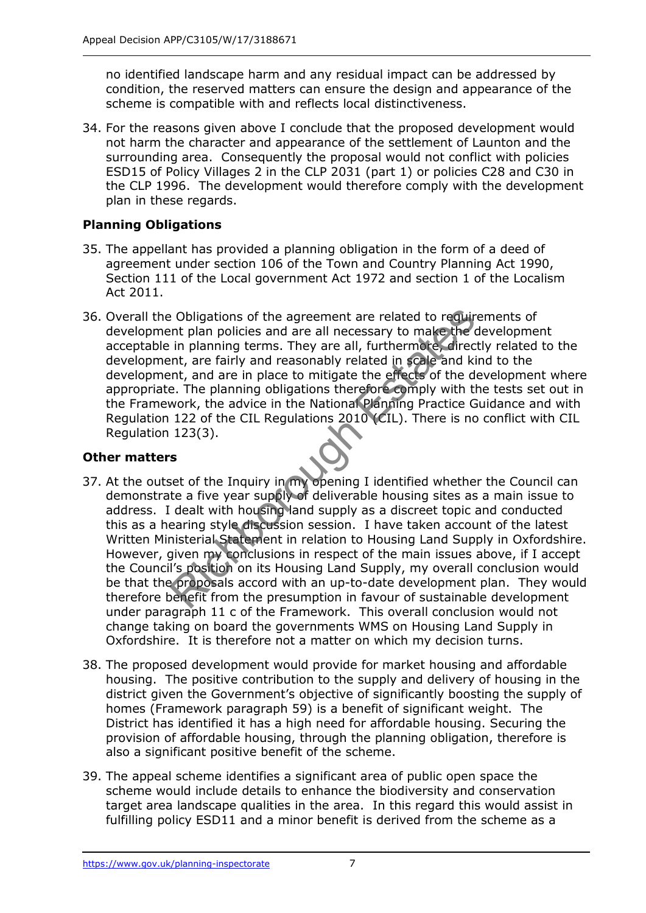no identified landscape harm and any residual impact can be addressed by condition, the reserved matters can ensure the design and appearance of the scheme is compatible with and reflects local distinctiveness.

34. For the reasons given above I conclude that the proposed development would not harm the character and appearance of the settlement of Launton and the surrounding area. Consequently the proposal would not conflict with policies ESD15 of Policy Villages 2 in the CLP 2031 (part 1) or policies C28 and C30 in the CLP 1996. The development would therefore comply with the development plan in these regards.

### Planning Obligations

35. The appellant has provided a planning obligation in the form of a deed of agreement under section 106 of the Town and Country Planning Act 1990, Section 111 of the Local government Act 1972 and section 1 of the Localism Act 2011.

36. Overall the Obligations of the agreement are related to requirements of development plan policies and are all necessary to make the development acceptable in planning terms. They are all, furthermore, directly related to the development, are fairly and reasonably related in scale and kind to the development, and are in place to mitigate the effects of the development where appropriate. The planning obligations therefore comply with the tests set out in the Framework, the advice in the National Planning Practice Guidance and with Regulation 122 of the CIL Regulations 2010 (CIL). There is no conflict with CIL Regulation 123(3).

### Other matters

37. At the outset of the Inquiry in my opening I identified whether the Council can demonstrate a five year supply of deliverable housing sites as a main issue to address. I dealt with housing land supply as a discreet topic and conducted this as a hearing style discussion session. I have taken account of the latest Written Ministerial Statement in relation to Housing Land Supply in Oxfordshire. However, given my conclusions in respect of the main issues above, if I accept the Council's position on its Housing Land Supply, my overall conclusion would be that the proposals accord with an up-to-date development plan. They would therefore benefit from the presumption in favour of sustainable development under paragraph 11 c of the Framework. This overall conclusion would not change taking on board the governments WMS on Housing Land Supply in Oxfordshire. It is therefore not a matter on which my decision turns.

38. The proposed development would provide for market housing and affordable housing. The positive contribution to the supply and delivery of housing in the district given the Government's objective of significantly boosting the supply of homes (Framework paragraph 59) is a benefit of significant weight. The District has identified it has a high need for affordable housing. Securing the provision of affordable housing, through the planning obligation, therefore is also a significant positive benefit of the scheme.

39. The appeal scheme identifies a significant area of public open space the scheme would include details to enhance the biodiversity and conservation target area landscape qualities in the area. In this regard this would assist in fulfilling policy ESD11 and a minor benefit is derived from the scheme as a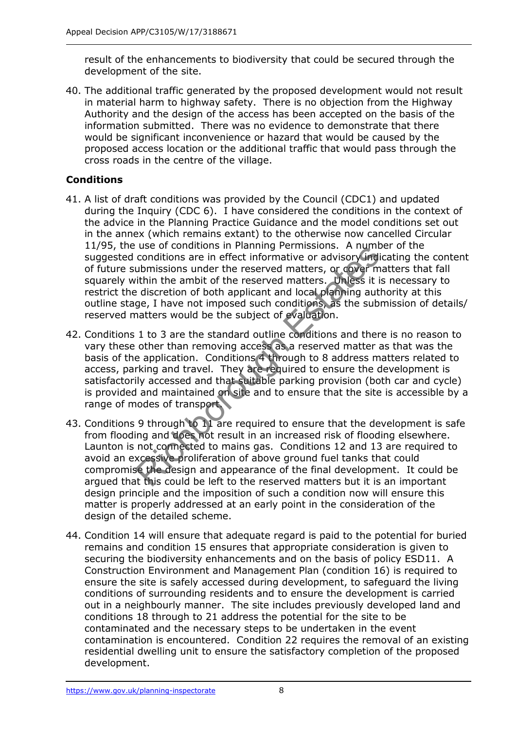result of the enhancements to biodiversity that could be secured through the development of the site.

40. The additional traffic generated by the proposed development would not result in material harm to highway safety. There is no objection from the Highway Authority and the design of the access has been accepted on the basis of the information submitted. There was no evidence to demonstrate that there would be significant inconvenience or hazard that would be caused by the proposed access location or the additional traffic that would pass through the cross roads in the centre of the village.

**Conditions**

41. A list of draft conditions was provided by the Council (CDC1) and updated during the Inquiry (CDC 6). I have considered the conditions in the context of the advice in the Planning Practice Guidance and the model conditions set out in the annex (which remains extant) to the otherwise now cancelled Circular 11/95, the use of conditions in Planning Permissions. A number of the suggested conditions are in effect informative or advisory indicating the content of future submissions under the reserved matters, or cover matters that fall squarely within the ambit of the reserved matters. Unless it is necessary to restrict the discretion of both applicant and local planning authority at this outline stage, I have not imposed such conditions, as the submission of details/ reserved matters would be the subject of evaluation.

42. Conditions 1 to 3 are the standard outline conditions and there is no reason to vary these other than removing access as a reserved matter as that was the basis of the application. Conditions 4 through to 8 address matters related to access, parking and travel. They are required to ensure the development is satisfactorily accessed and that suitable parking provision (both car and cycle) is provided and maintained on site and to ensure that the site is accessible by a range of modes of transport.

43. Conditions 9 through to 11 are required to ensure that the development is safe from flooding and does not result in an increased risk of flooding elsewhere. Launton is not connected to mains gas. Conditions 12 and 13 are required to avoid an excessive proliferation of above ground fuel tanks that could compromise the design and appearance of the final development. It could be argued that this could be left to the reserved matters but it is an important design principle and the imposition of such a condition now will ensure this matter is properly addressed at an early point in the consideration of the design of the detailed scheme.

44. Condition 14 will ensure that adequate regard is paid to the potential for buried remains and condition 15 ensures that appropriate consideration is given to securing the biodiversity enhancements and on the basis of policy ESD11. A Construction Environment and Management Plan (condition 16) is required to ensure the site is safely accessed during development, to safeguard the living conditions of surrounding residents and to ensure the development is carried out in a neighbourly manner. The site includes previously developed land and conditions 18 through to 21 address the potential for the site to be contaminated and the necessary steps to be undertaken in the event contamination is encountered. Condition 22 requires the removal of an existing residential dwelling unit to ensure the satisfactory completion of the proposed development.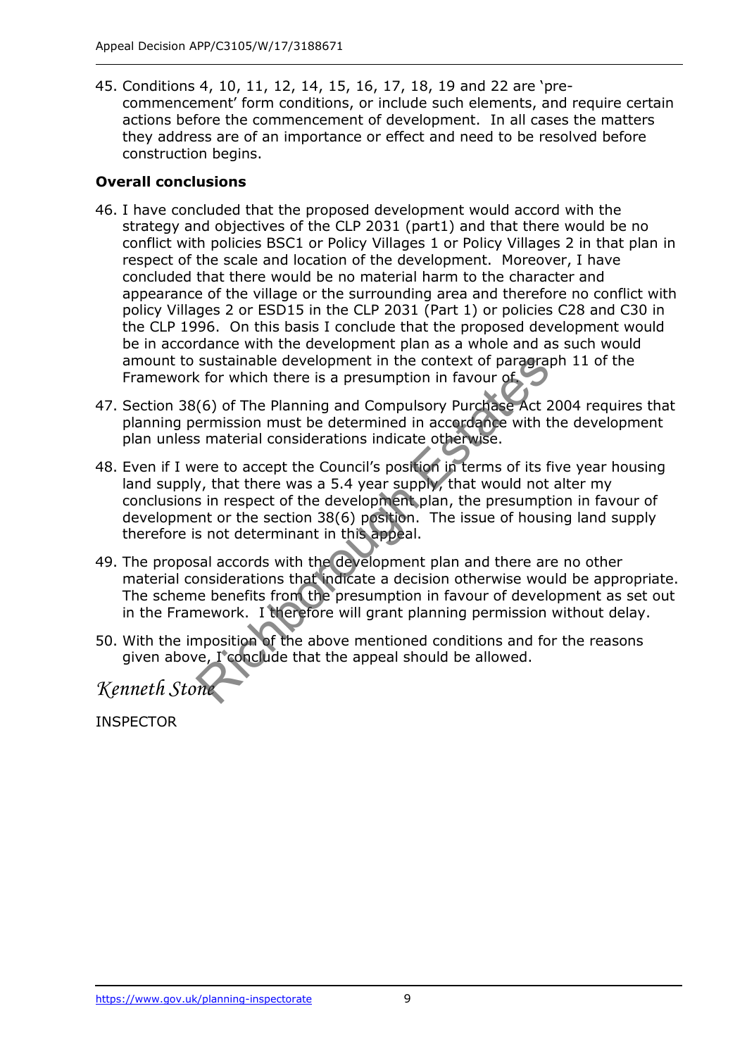45. Conditions 4, 10, 11, 12, 14, 15, 16, 17, 18, 19 and 22 are 'pre-commencement' form conditions, or include such elements, and require certain actions before the commencement of development. In all cases the matters they address are of an importance or effect and need to be resolved before construction begins.

**Overall conclusions**

46. I have concluded that the proposed development would accord with the strategy and objectives of the CLP 2031 (part1) and that there would be no conflict with policies BSC1 or Policy Villages 1 or Policy Villages 2 in that plan in respect of the scale and location of the development. Moreover, I have concluded that there would be no material harm to the character and appearance of the village or the surrounding area and therefore no conflict with policy Villages 2 or ESD15 in the CLP 2031 (Part 1) or policies C28 and C30 in the CLP 1996. On this basis I conclude that the proposed development would be in accordance with the development plan as a whole and as such would amount to sustainable development in the context of paragraph 11 of the Framework for which there is a presumption in favour of.

47. Section 38(6) of The Planning and Compulsory Purchase Act 2004 requires that planning permission must be determined in accordance with the development plan unless material considerations indicate otherwise.

48. Even if I were to accept the Council's position in terms of its five year housing land supply, that there was a 5.4 year supply, that would not alter my conclusions in respect of the development plan, the presumption in favour of development or the section 38(6) position. The issue of housing land supply therefore is not determinant in this appeal.

49. The proposal accords with the development plan and there are no other material considerations that indicate a decision otherwise would be appropriate. The scheme benefits from the presumption in favour of development as set out in the Framework. I therefore will grant planning permission without delay.

50. With the imposition of the above mentioned conditions and for the reasons given above, I conclude that the appeal should be allowed.

*Kenneth Stone*

INSPECTOR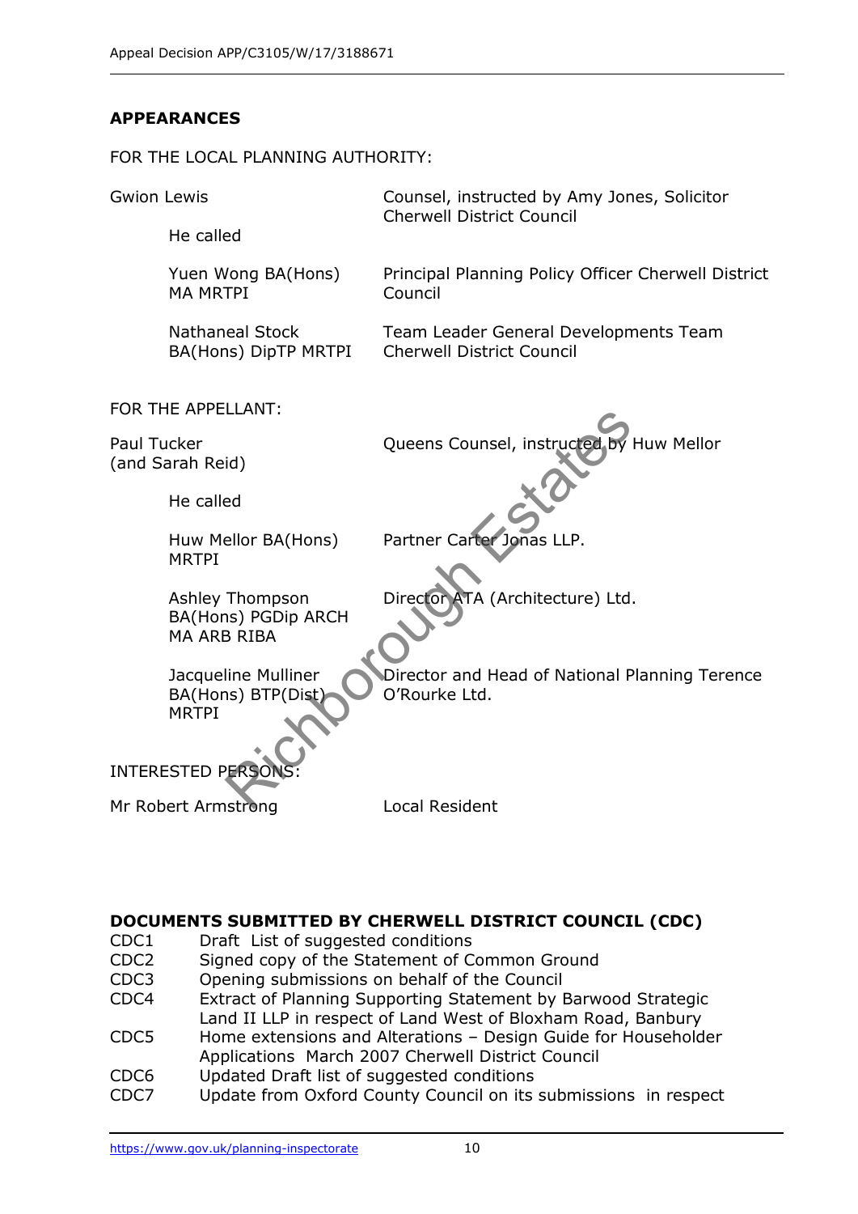## APPEARANCES

FOR THE LOCAL PLANNING AUTHORITY:

Gwion Lewis — Counsel, instructed by Amy Jones, Solicitor Cherwell District Council

He called

- Yuen Wong BA(Hons) MA MRTPI — Principal Planning Policy Officer Cherwell District Council
- Nathaneal Stock BA(Hons) DipTP MRTPI — Team Leader General Developments Team Cherwell District Council

FOR THE APPELLANT:

Paul Tucker (and Sarah Reid) — Queens Counsel, instructed by Huw Mellor

He called

- Huw Mellor BA(Hons) MRTPI — Partner Carter Jonas LLP.
- Ashley Thompson BA(Hons) PGDip ARCH MA ARB RIBA — Director ATA (Architecture) Ltd.
- Jacqueline Mulliner BA(Hons) BTP(Dist) MRTPI — Director and Head of National Planning Terence O'Rourke Ltd.

INTERESTED PERSONS:

Mr Robert Armstrong — Local Resident

### DOCUMENTS SUBMITTED BY CHERWELL DISTRICT COUNCIL (CDC)

| | |
|---|---|
| CDC1 | Draft List of suggested conditions |
| CDC2 | Signed copy of the Statement of Common Ground |
| CDC3 | Opening submissions on behalf of the Council |
| CDC4 | Extract of Planning Supporting Statement by Barwood Strategic Land II LLP in respect of Land West of Bloxham Road, Banbury |
| CDC5 | Home extensions and Alterations – Design Guide for Householder Applications March 2007 Cherwell District Council |
| CDC6 | Updated Draft list of suggested conditions |
| CDC7 | Update from Oxford County Council on its submissions in respect |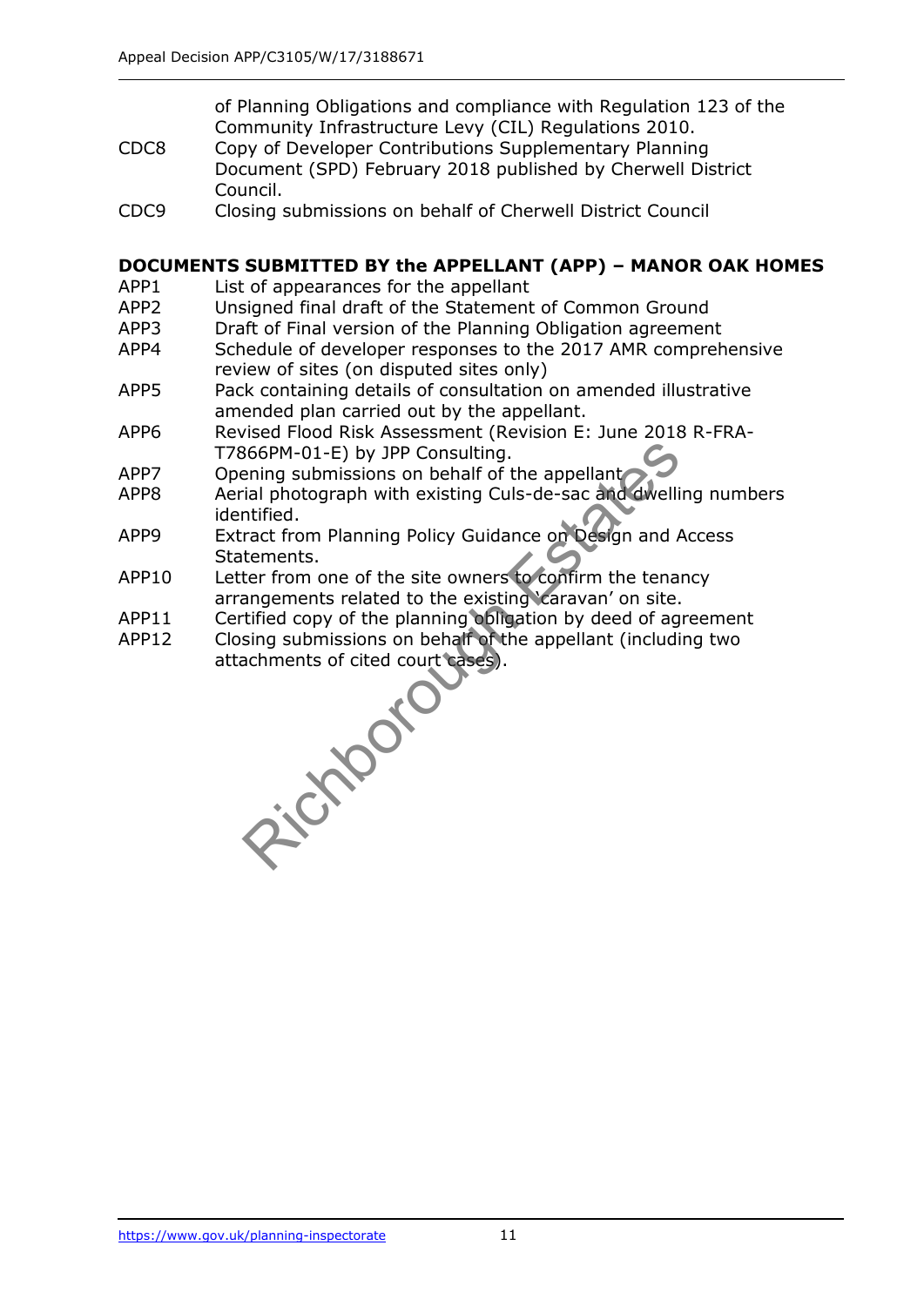| | |
|---|---|
| | of Planning Obligations and compliance with Regulation 123 of the Community Infrastructure Levy (CIL) Regulations 2010. |
| CDC8 | Copy of Developer Contributions Supplementary Planning Document (SPD) February 2018 published by Cherwell District Council. |
| CDC9 | Closing submissions on behalf of Cherwell District Council |

**DOCUMENTS SUBMITTED BY the APPELLANT (APP) – MANOR OAK HOMES**

| | |
|---|---|
| APP1 | List of appearances for the appellant |
| APP2 | Unsigned final draft of the Statement of Common Ground |
| APP3 | Draft of Final version of the Planning Obligation agreement |
| APP4 | Schedule of developer responses to the 2017 AMR comprehensive review of sites (on disputed sites only) |
| APP5 | Pack containing details of consultation on amended illustrative amended plan carried out by the appellant. |
| APP6 | Revised Flood Risk Assessment (Revision E: June 2018 R-FRA-T7866PM-01-E) by JPP Consulting. |
| APP7 | Opening submissions on behalf of the appellant |
| APP8 | Aerial photograph with existing Culs-de-sac and dwelling numbers identified. |
| APP9 | Extract from Planning Policy Guidance on Design and Access Statements. |
| APP10 | Letter from one of the site owners to confirm the tenancy arrangements related to the existing 'caravan' on site. |
| APP11 | Certified copy of the planning obligation by deed of agreement |
| APP12 | Closing submissions on behalf of the appellant (including two attachments of cited court cases). |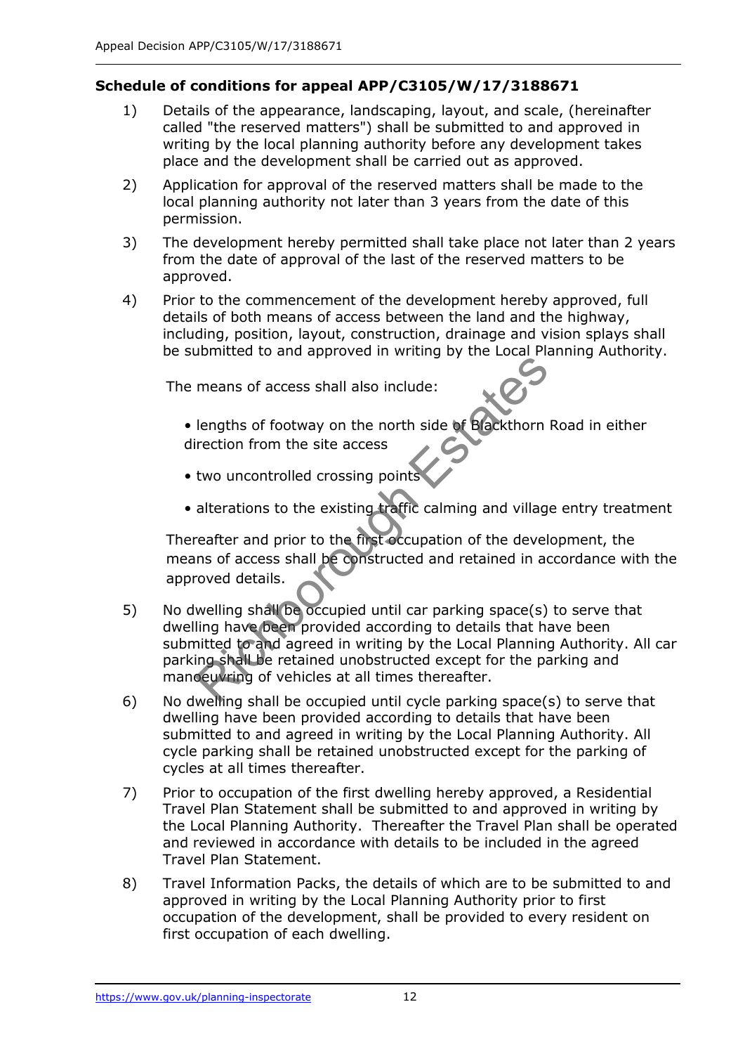**Schedule of conditions for appeal APP/C3105/W/17/3188671**

1) Details of the appearance, landscaping, layout, and scale, (hereinafter called "the reserved matters") shall be submitted to and approved in writing by the local planning authority before any development takes place and the development shall be carried out as approved.

2) Application for approval of the reserved matters shall be made to the local planning authority not later than 3 years from the date of this permission.

3) The development hereby permitted shall take place not later than 2 years from the date of approval of the last of the reserved matters to be approved.

4) Prior to the commencement of the development hereby approved, full details of both means of access between the land and the highway, including, position, layout, construction, drainage and vision splays shall be submitted to and approved in writing by the Local Planning Authority.

   The means of access shall also include:

   - lengths of footway on the north side of Blackthorn Road in either direction from the site access
   - two uncontrolled crossing points
   - alterations to the existing traffic calming and village entry treatment

   Thereafter and prior to the first occupation of the development, the means of access shall be constructed and retained in accordance with the approved details.

5) No dwelling shall be occupied until car parking space(s) to serve that dwelling have been provided according to details that have been submitted to and agreed in writing by the Local Planning Authority. All car parking shall be retained unobstructed except for the parking and manoeuvring of vehicles at all times thereafter.

6) No dwelling shall be occupied until cycle parking space(s) to serve that dwelling have been provided according to details that have been submitted to and agreed in writing by the Local Planning Authority. All cycle parking shall be retained unobstructed except for the parking of cycles at all times thereafter.

7) Prior to occupation of the first dwelling hereby approved, a Residential Travel Plan Statement shall be submitted to and approved in writing by the Local Planning Authority. Thereafter the Travel Plan shall be operated and reviewed in accordance with details to be included in the agreed Travel Plan Statement.

8) Travel Information Packs, the details of which are to be submitted to and approved in writing by the Local Planning Authority prior to first occupation of the development, shall be provided to every resident on first occupation of each dwelling.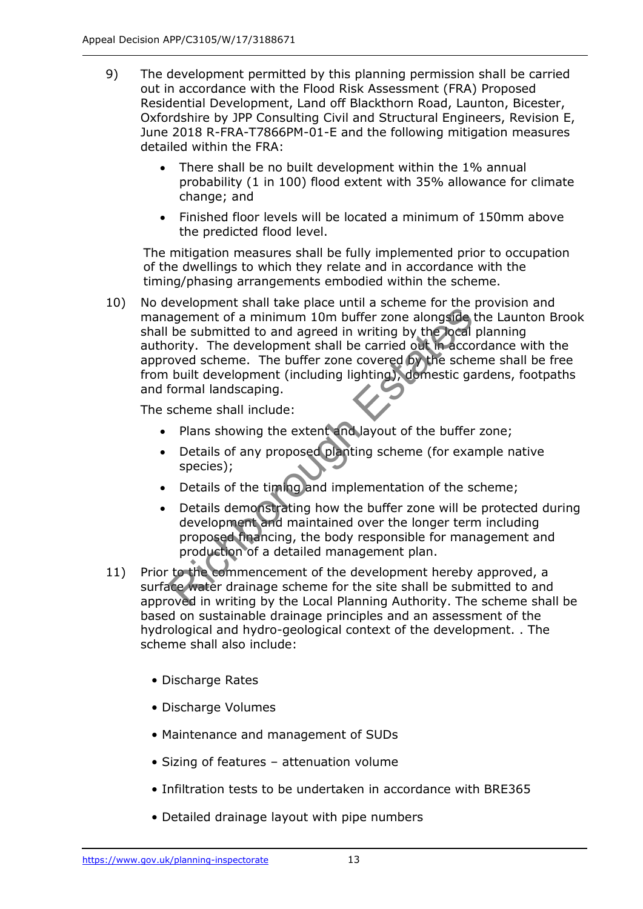9) The development permitted by this planning permission shall be carried out in accordance with the Flood Risk Assessment (FRA) Proposed Residential Development, Land off Blackthorn Road, Launton, Bicester, Oxfordshire by JPP Consulting Civil and Structural Engineers, Revision E, June 2018 R-FRA-T7866PM-01-E and the following mitigation measures detailed within the FRA:

   - There shall be no built development within the 1% annual probability (1 in 100) flood extent with 35% allowance for climate change; and
   - Finished floor levels will be located a minimum of 150mm above the predicted flood level.

   The mitigation measures shall be fully implemented prior to occupation of the dwellings to which they relate and in accordance with the timing/phasing arrangements embodied within the scheme.

10) No development shall take place until a scheme for the provision and management of a minimum 10m buffer zone alongside the Launton Brook shall be submitted to and agreed in writing by the local planning authority. The development shall be carried out in accordance with the approved scheme. The buffer zone covered by the scheme shall be free from built development (including lighting), domestic gardens, footpaths and formal landscaping.

    The scheme shall include:

    - Plans showing the extent and layout of the buffer zone;
    - Details of any proposed planting scheme (for example native species);
    - Details of the timing and implementation of the scheme;
    - Details demonstrating how the buffer zone will be protected during development and maintained over the longer term including proposed financing, the body responsible for management and production of a detailed management plan.

11) Prior to the commencement of the development hereby approved, a surface water drainage scheme for the site shall be submitted to and approved in writing by the Local Planning Authority. The scheme shall be based on sustainable drainage principles and an assessment of the hydrological and hydro-geological context of the development. . The scheme shall also include:

    - Discharge Rates
    - Discharge Volumes
    - Maintenance and management of SUDs
    - Sizing of features – attenuation volume
    - Infiltration tests to be undertaken in accordance with BRE365
    - Detailed drainage layout with pipe numbers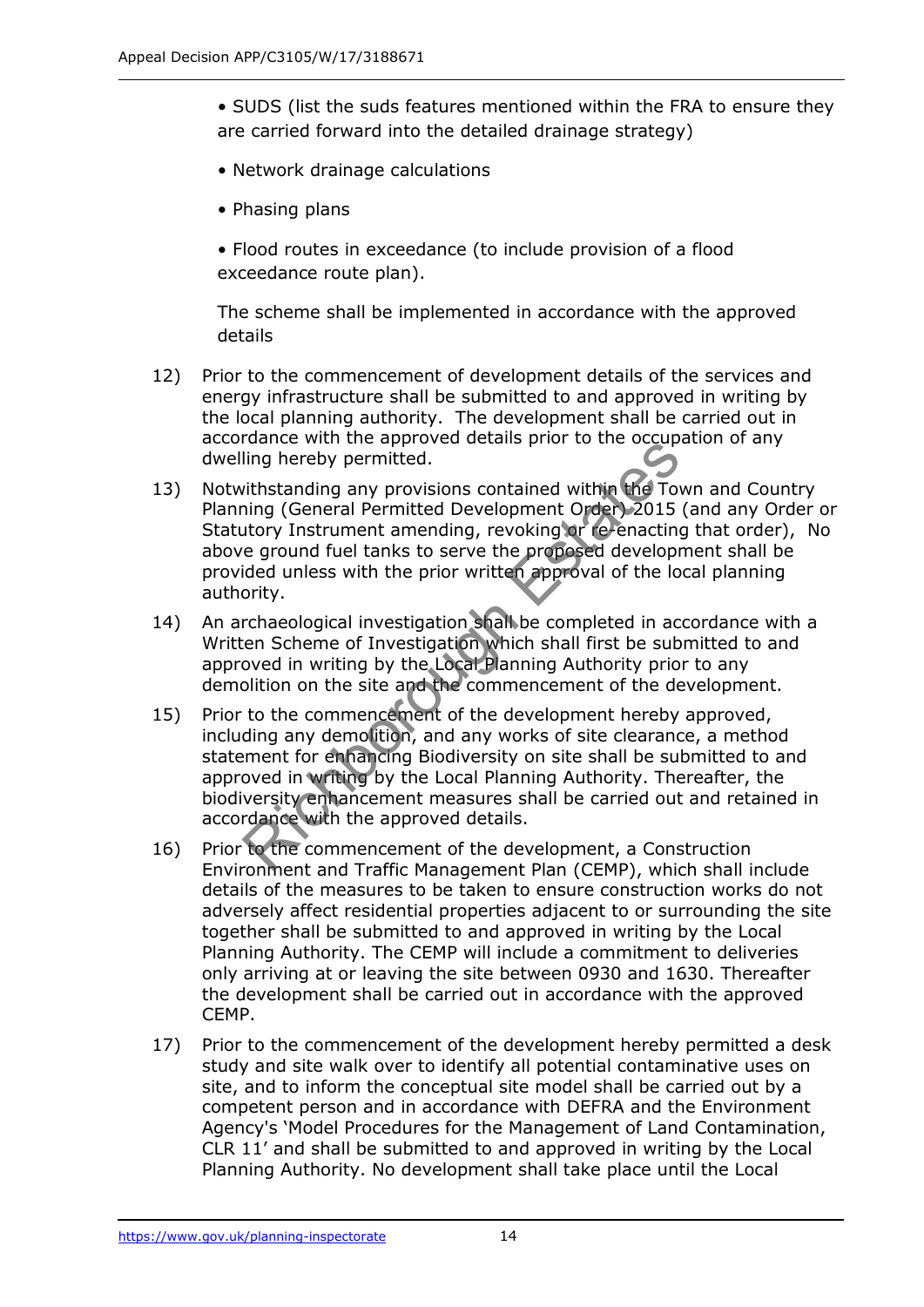• SUDS (list the suds features mentioned within the FRA to ensure they are carried forward into the detailed drainage strategy)

• Network drainage calculations

• Phasing plans

• Flood routes in exceedance (to include provision of a flood exceedance route plan).

The scheme shall be implemented in accordance with the approved details

12) Prior to the commencement of development details of the services and energy infrastructure shall be submitted to and approved in writing by the local planning authority. The development shall be carried out in accordance with the approved details prior to the occupation of any dwelling hereby permitted.

13) Notwithstanding any provisions contained within the Town and Country Planning (General Permitted Development Order) 2015 (and any Order or Statutory Instrument amending, revoking or re-enacting that order), No above ground fuel tanks to serve the proposed development shall be provided unless with the prior written approval of the local planning authority.

14) An archaeological investigation shall be completed in accordance with a Written Scheme of Investigation which shall first be submitted to and approved in writing by the Local Planning Authority prior to any demolition on the site and the commencement of the development.

15) Prior to the commencement of the development hereby approved, including any demolition, and any works of site clearance, a method statement for enhancing Biodiversity on site shall be submitted to and approved in writing by the Local Planning Authority. Thereafter, the biodiversity enhancement measures shall be carried out and retained in accordance with the approved details.

16) Prior to the commencement of the development, a Construction Environment and Traffic Management Plan (CEMP), which shall include details of the measures to be taken to ensure construction works do not adversely affect residential properties adjacent to or surrounding the site together shall be submitted to and approved in writing by the Local Planning Authority. The CEMP will include a commitment to deliveries only arriving at or leaving the site between 0930 and 1630. Thereafter the development shall be carried out in accordance with the approved CEMP.

17) Prior to the commencement of the development hereby permitted a desk study and site walk over to identify all potential contaminative uses on site, and to inform the conceptual site model shall be carried out by a competent person and in accordance with DEFRA and the Environment Agency's 'Model Procedures for the Management of Land Contamination, CLR 11' and shall be submitted to and approved in writing by the Local Planning Authority. No development shall take place until the Local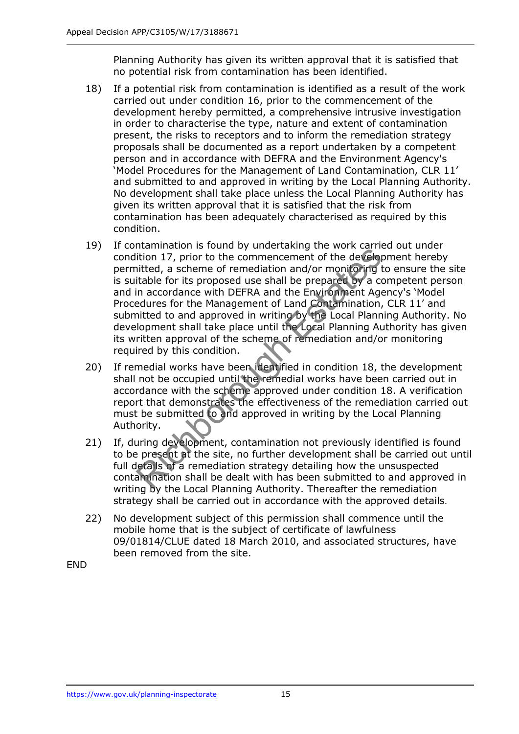Planning Authority has given its written approval that it is satisfied that no potential risk from contamination has been identified.

18) If a potential risk from contamination is identified as a result of the work carried out under condition 16, prior to the commencement of the development hereby permitted, a comprehensive intrusive investigation in order to characterise the type, nature and extent of contamination present, the risks to receptors and to inform the remediation strategy proposals shall be documented as a report undertaken by a competent person and in accordance with DEFRA and the Environment Agency's 'Model Procedures for the Management of Land Contamination, CLR 11' and submitted to and approved in writing by the Local Planning Authority. No development shall take place unless the Local Planning Authority has given its written approval that it is satisfied that the risk from contamination has been adequately characterised as required by this condition.

19) If contamination is found by undertaking the work carried out under condition 17, prior to the commencement of the development hereby permitted, a scheme of remediation and/or monitoring to ensure the site is suitable for its proposed use shall be prepared by a competent person and in accordance with DEFRA and the Environment Agency's 'Model Procedures for the Management of Land Contamination, CLR 11' and submitted to and approved in writing by the Local Planning Authority. No development shall take place until the Local Planning Authority has given its written approval of the scheme of remediation and/or monitoring required by this condition.

20) If remedial works have been identified in condition 18, the development shall not be occupied until the remedial works have been carried out in accordance with the scheme approved under condition 18. A verification report that demonstrates the effectiveness of the remediation carried out must be submitted to and approved in writing by the Local Planning Authority.

21) If, during development, contamination not previously identified is found to be present at the site, no further development shall be carried out until full details of a remediation strategy detailing how the unsuspected contamination shall be dealt with has been submitted to and approved in writing by the Local Planning Authority. Thereafter the remediation strategy shall be carried out in accordance with the approved details.

22) No development subject of this permission shall commence until the mobile home that is the subject of certificate of lawfulness 09/01814/CLUE dated 18 March 2010, and associated structures, have been removed from the site.

END